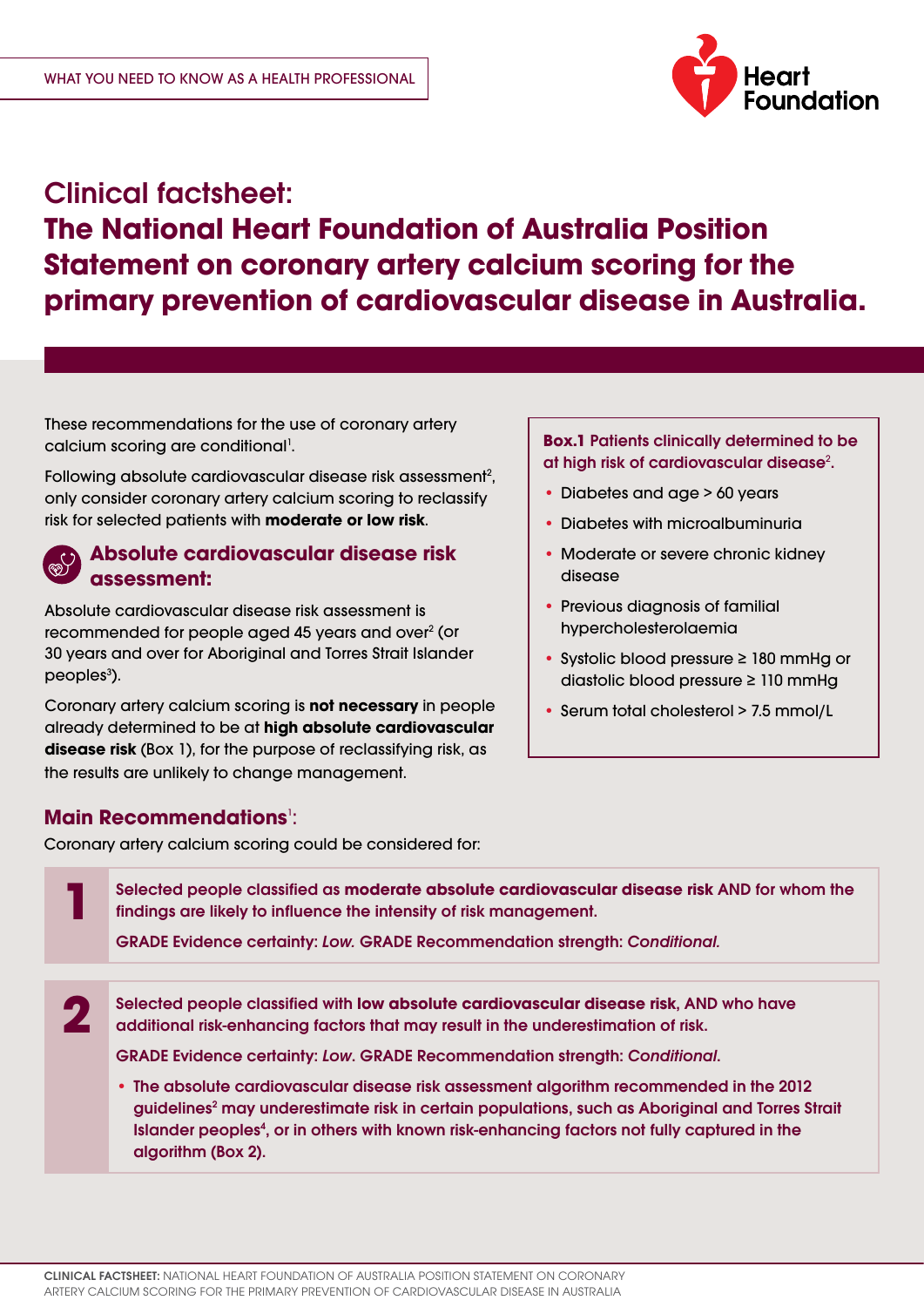WHAT YOU NEED TO KNOW AS A HEALTH PROFESSIONAL

# Clinical factsheet: The National Heart Foundation of Australia Position Statement on coronary artery calcium scoring for the primary prevention of cardiovascular disease in Australia.

These recommendations for the use of coronary artery calcium scoring are conditional[1].

Following absolute cardiovascular disease risk assessment[2], only consider coronary artery calcium scoring to reclassify risk for selected patients with **moderate or low risk**.

## Absolute cardiovascular disease risk assessment:

Absolute cardiovascular disease risk assessment is recommended for people aged 45 years and over[2] (or 30 years and over for Aboriginal and Torres Strait Islander peoples[3]).

Coronary artery calcium scoring is **not necessary** in people already determined to be at **high absolute cardiovascular disease risk** (Box 1), for the purpose of reclassifying risk, as the results are unlikely to change management.

**Box.1 Patients clinically determined to be at high risk of cardiovascular disease[2].**

- Diabetes and age > 60 years
- Diabetes with microalbuminuria
- Moderate or severe chronic kidney disease
- Previous diagnosis of familial hypercholesterolaemia
- Systolic blood pressure ≥ 180 mmHg or diastolic blood pressure ≥ 110 mmHg
- Serum total cholesterol > 7.5 mmol/L

## Main Recommendations[1]:

Coronary artery calcium scoring could be considered for:

**1** Selected people classified as **moderate absolute cardiovascular disease risk** AND for whom the findings are likely to influence the intensity of risk management.

GRADE Evidence certainty: *Low*. GRADE Recommendation strength: *Conditional*.

**2** Selected people classified with **low absolute cardiovascular disease risk**, AND who have additional risk-enhancing factors that may result in the underestimation of risk.

GRADE Evidence certainty: *Low*. GRADE Recommendation strength: *Conditional*.

- The absolute cardiovascular disease risk assessment algorithm recommended in the 2012 guidelines[2] may underestimate risk in certain populations, such as Aboriginal and Torres Strait Islander peoples[4], or in others with known risk-enhancing factors not fully captured in the algorithm (Box 2).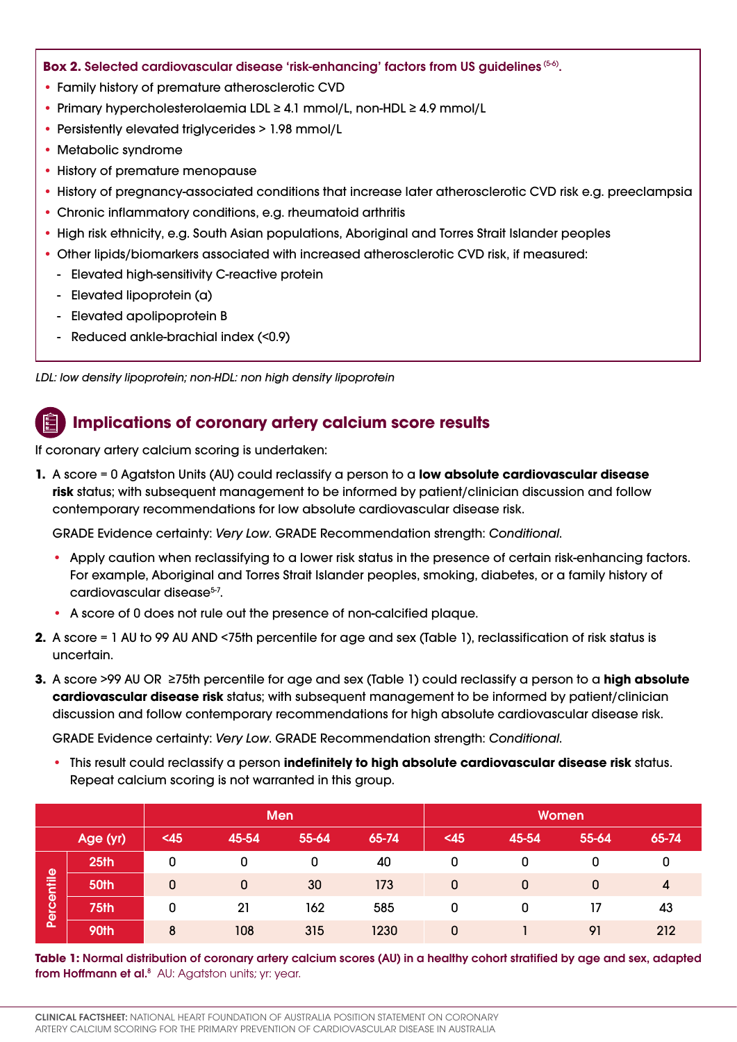**Box 2. Selected cardiovascular disease 'risk-enhancing' factors from US guidelines** [5-6]**.**

- Family history of premature atherosclerotic CVD
- Primary hypercholesterolaemia LDL ≥ 4.1 mmol/L, non-HDL ≥ 4.9 mmol/L
- Persistently elevated triglycerides > 1.98 mmol/L
- Metabolic syndrome
- History of premature menopause
- History of pregnancy-associated conditions that increase later atherosclerotic CVD risk e.g. preeclampsia
- Chronic inflammatory conditions, e.g. rheumatoid arthritis
- High risk ethnicity, e.g. South Asian populations, Aboriginal and Torres Strait Islander peoples
- Other lipids/biomarkers associated with increased atherosclerotic CVD risk, if measured:
  - Elevated high-sensitivity C-reactive protein
  - Elevated lipoprotein (a)
  - Elevated apolipoprotein B
  - Reduced ankle-brachial index (<0.9)

*LDL: low density lipoprotein; non-HDL: non high density lipoprotein*

## Implications of coronary artery calcium score results

If coronary artery calcium scoring is undertaken:

1. A score = 0 Agatston Units (AU) could reclassify a person to a **low absolute cardiovascular disease risk** status; with subsequent management to be informed by patient/clinician discussion and follow contemporary recommendations for low absolute cardiovascular disease risk.

   GRADE Evidence certainty: *Very Low*. GRADE Recommendation strength: *Conditional*.

   - Apply caution when reclassifying to a lower risk status in the presence of certain risk-enhancing factors. For example, Aboriginal and Torres Strait Islander peoples, smoking, diabetes, or a family history of cardiovascular disease[5-7].
   - A score of 0 does not rule out the presence of non-calcified plaque.

2. A score = 1 AU to 99 AU AND <75th percentile for age and sex (Table 1), reclassification of risk status is uncertain.

3. A score >99 AU OR ≥75th percentile for age and sex (Table 1) could reclassify a person to a **high absolute cardiovascular disease risk** status; with subsequent management to be informed by patient/clinician discussion and follow contemporary recommendations for high absolute cardiovascular disease risk.

   GRADE Evidence certainty: *Very Low*. GRADE Recommendation strength: *Conditional*.

   - This result could reclassify a person **indefinitely to high absolute cardiovascular disease risk** status. Repeat calcium scoring is not warranted in this group.

| | | Men | | | | Women | | | |
|---|---|---|---|---|---|---|---|---|---|
| | Age (yr) | <45 | 45-54 | 55-64 | 65-74 | <45 | 45-54 | 55-64 | 65-74 |
| Percentile | 25th | 0 | 0 | 0 | 40 | 0 | 0 | 0 | 0 |
| | 50th | 0 | 0 | 30 | 173 | 0 | 0 | 0 | 4 |
| | 75th | 0 | 21 | 162 | 585 | 0 | 0 | 17 | 43 |
| | 90th | 8 | 108 | 315 | 1230 | 0 | 1 | 91 | 212 |

**Table 1: Normal distribution of coronary artery calcium scores (AU) in a healthy cohort stratified by age and sex, adapted from Hoffmann et al.**[8] AU: Agatston units; yr: year.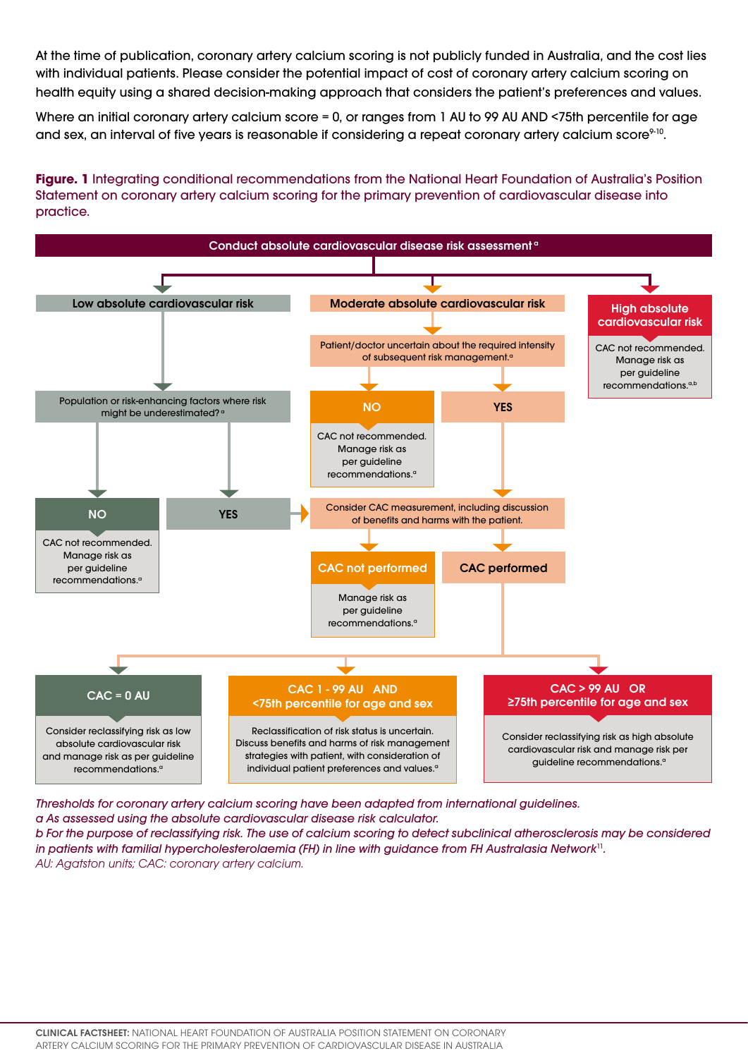At the time of publication, coronary artery calcium scoring is not publicly funded in Australia, and the cost lies with individual patients. Please consider the potential impact of cost of coronary artery calcium scoring on health equity using a shared decision-making approach that considers the patient's preferences and values.

Where an initial coronary artery calcium score = 0, or ranges from 1 AU to 99 AU AND <75th percentile for age and sex, an interval of five years is reasonable if considering a repeat coronary artery calcium score[9-10].

**Figure. 1** Integrating conditional recommendations from the National Heart Foundation of Australia's Position Statement on coronary artery calcium scoring for the primary prevention of cardiovascular disease into practice.

**Conduct absolute cardiovascular disease risk assessment**[a]

**Low absolute cardiovascular risk**
- Population or risk-enhancing factors where risk might be underestimated?[a]
  - **NO**: CAC not recommended. Manage risk as per guideline recommendations.[a]
  - **YES**: → Consider CAC measurement, including discussion of benefits and harms with the patient.

**Moderate absolute cardiovascular risk**
- Patient/doctor uncertain about the required intensity of subsequent risk management.[a]
  - **NO**: CAC not recommended. Manage risk as per guideline recommendations.[a]
  - **YES**: → Consider CAC measurement, including discussion of benefits and harms with the patient.

**High absolute cardiovascular risk**
- CAC not recommended. Manage risk as per guideline recommendations.[a,b]

**Consider CAC measurement, including discussion of benefits and harms with the patient.**
- **CAC not performed**: Manage risk as per guideline recommendations.[a]
- **CAC performed**:
  - **CAC = 0 AU**: Consider reclassifying risk as low absolute cardiovascular risk and manage risk as per guideline recommendations.[a]
  - **CAC 1 - 99 AU AND <75th percentile for age and sex**: Reclassification of risk status is uncertain. Discuss benefits and harms of risk management strategies with patient, with consideration of individual patient preferences and values.[a]
  - **CAC > 99 AU OR ≥75th percentile for age and sex**: Consider reclassifying risk as high absolute cardiovascular risk and manage risk per guideline recommendations.[a]

*Thresholds for coronary artery calcium scoring have been adapted from international guidelines.*
*a As assessed using the absolute cardiovascular disease risk calculator.*
*b For the purpose of reclassifying risk. The use of calcium scoring to detect subclinical atherosclerosis may be considered in patients with familial hypercholesterolaemia (FH) in line with guidance from FH Australasia Network[11].*
*AU: Agatston units; CAC: coronary artery calcium.*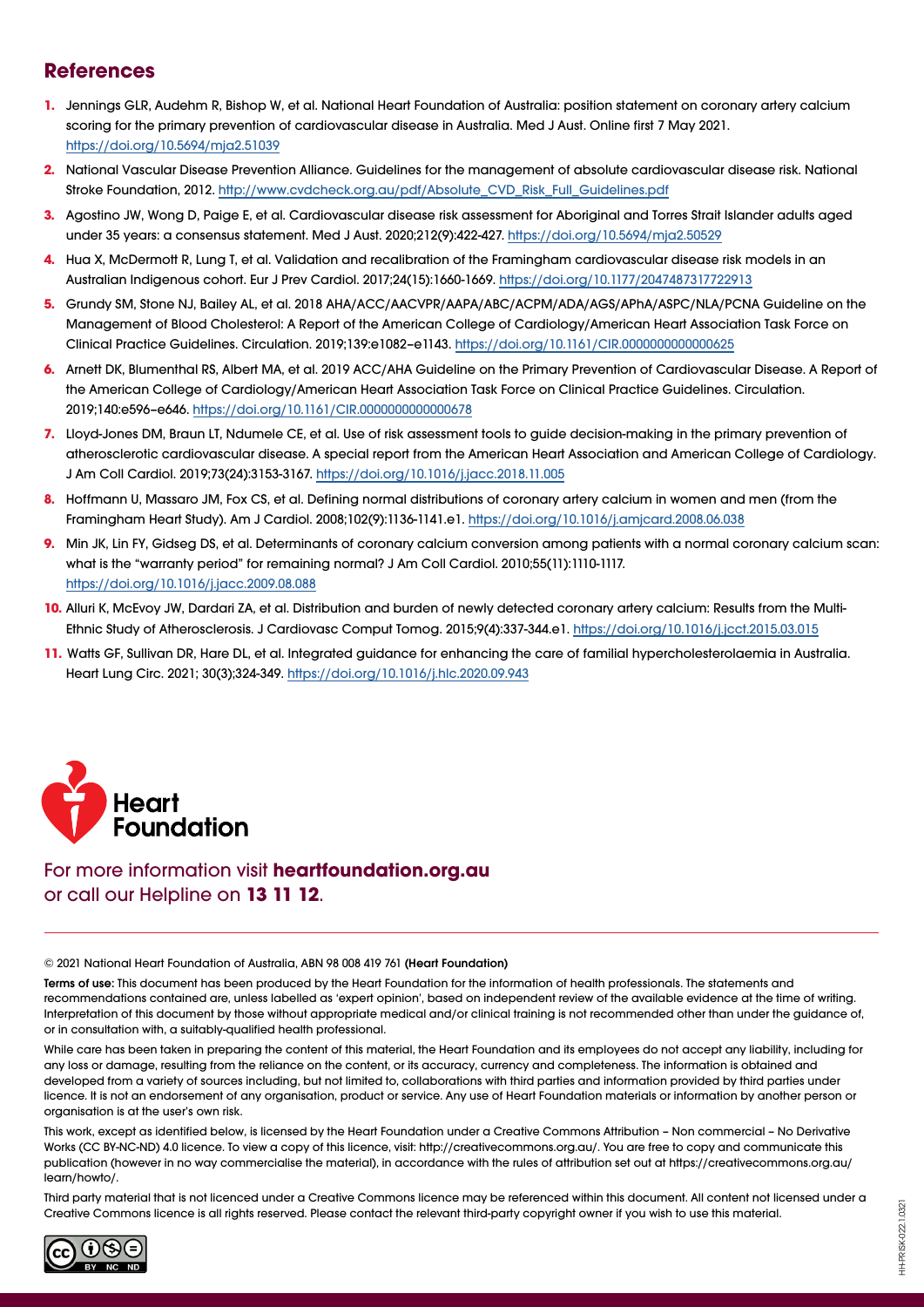## References

1. Jennings GLR, Audehm R, Bishop W, et al. National Heart Foundation of Australia: position statement on coronary artery calcium scoring for the primary prevention of cardiovascular disease in Australia. Med J Aust. Online first 7 May 2021. https://doi.org/10.5694/mja2.51039
2. National Vascular Disease Prevention Alliance. Guidelines for the management of absolute cardiovascular disease risk. National Stroke Foundation, 2012. http://www.cvdcheck.org.au/pdf/Absolute_CVD_Risk_Full_Guidelines.pdf
3. Agostino JW, Wong D, Paige E, et al. Cardiovascular disease risk assessment for Aboriginal and Torres Strait Islander adults aged under 35 years: a consensus statement. Med J Aust. 2020;212(9):422-427. https://doi.org/10.5694/mja2.50529
4. Hua X, McDermott R, Lung T, et al. Validation and recalibration of the Framingham cardiovascular disease risk models in an Australian Indigenous cohort. Eur J Prev Cardiol. 2017;24(15):1660-1669. https://doi.org/10.1177/2047487317722913
5. Grundy SM, Stone NJ, Bailey AL, et al. 2018 AHA/ACC/AACVPR/AAPA/ABC/ACPM/ADA/AGS/APhA/ASPC/NLA/PCNA Guideline on the Management of Blood Cholesterol: A Report of the American College of Cardiology/American Heart Association Task Force on Clinical Practice Guidelines. Circulation. 2019;139:e1082–e1143. https://doi.org/10.1161/CIR.0000000000000625
6. Arnett DK, Blumenthal RS, Albert MA, et al. 2019 ACC/AHA Guideline on the Primary Prevention of Cardiovascular Disease. A Report of the American College of Cardiology/American Heart Association Task Force on Clinical Practice Guidelines. Circulation. 2019;140:e596–e646. https://doi.org/10.1161/CIR.0000000000000678
7. Lloyd-Jones DM, Braun LT, Ndumele CE, et al. Use of risk assessment tools to guide decision-making in the primary prevention of atherosclerotic cardiovascular disease. A special report from the American Heart Association and American College of Cardiology. J Am Coll Cardiol. 2019;73(24):3153-3167. https://doi.org/10.1016/j.jacc.2018.11.005
8. Hoffmann U, Massaro JM, Fox CS, et al. Defining normal distributions of coronary artery calcium in women and men (from the Framingham Heart Study). Am J Cardiol. 2008;102(9):1136-1141.e1. https://doi.org/10.1016/j.amjcard.2008.06.038
9. Min JK, Lin FY, Gidseg DS, et al. Determinants of coronary calcium conversion among patients with a normal coronary calcium scan: what is the "warranty period" for remaining normal? J Am Coll Cardiol. 2010;55(11):1110-1117. https://doi.org/10.1016/j.jacc.2009.08.088
10. Alluri K, McEvoy JW, Dardari ZA, et al. Distribution and burden of newly detected coronary artery calcium: Results from the Multi-Ethnic Study of Atherosclerosis. J Cardiovasc Comput Tomog. 2015;9(4):337-344.e1. https://doi.org/10.1016/j.jcct.2015.03.015
11. Watts GF, Sullivan DR, Hare DL, et al. Integrated guidance for enhancing the care of familial hypercholesterolaemia in Australia. Heart Lung Circ. 2021; 30(3);324-349. https://doi.org/10.1016/j.hlc.2020.09.943

Heart Foundation

For more information visit **heartfoundation.org.au** or call our Helpline on **13 11 12**.

© 2021 National Heart Foundation of Australia, ABN 98 008 419 761 **(Heart Foundation)**

**Terms of use:** This document has been produced by the Heart Foundation for the information of health professionals. The statements and recommendations contained are, unless labelled as 'expert opinion', based on independent review of the available evidence at the time of writing. Interpretation of this document by those without appropriate medical and/or clinical training is not recommended other than under the guidance of, or in consultation with, a suitably-qualified health professional.

While care has been taken in preparing the content of this material, the Heart Foundation and its employees do not accept any liability, including for any loss or damage, resulting from the reliance on the content, or its accuracy, currency and completeness. The information is obtained and developed from a variety of sources including, but not limited to, collaborations with third parties and information provided by third parties under licence. It is not an endorsement of any organisation, product or service. Any use of Heart Foundation materials or information by another person or organisation is at the user's own risk.

This work, except as identified below, is licensed by the Heart Foundation under a Creative Commons Attribution – Non commercial – No Derivative Works (CC BY-NC-ND) 4.0 licence. To view a copy of this licence, visit: http://creativecommons.org.au/. You are free to copy and communicate this publication (however in no way commercialise the material), in accordance with the rules of attribution set out at https://creativecommons.org.au/learn/howto/.

Third party material that is not licenced under a Creative Commons licence may be referenced within this document. All content not licensed under a Creative Commons licence is all rights reserved. Please contact the relevant third-party copyright owner if you wish to use this material.

HH-PRISK-022.1.0321